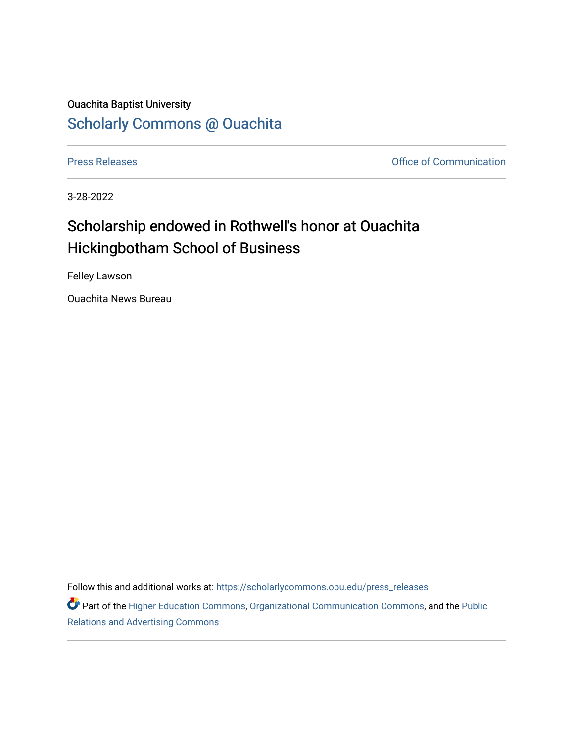Ouachita Baptist University

## Scholarly Commons @ Ouachita

Press Releases | Office of Communication

3-28-2022

# Scholarship endowed in Rothwell's honor at Ouachita Hickingbotham School of Business

Felley Lawson

Ouachita News Bureau

Follow this and additional works at: https://scholarlycommons.obu.edu/press_releases

Part of the Higher Education Commons, Organizational Communication Commons, and the Public Relations and Advertising Commons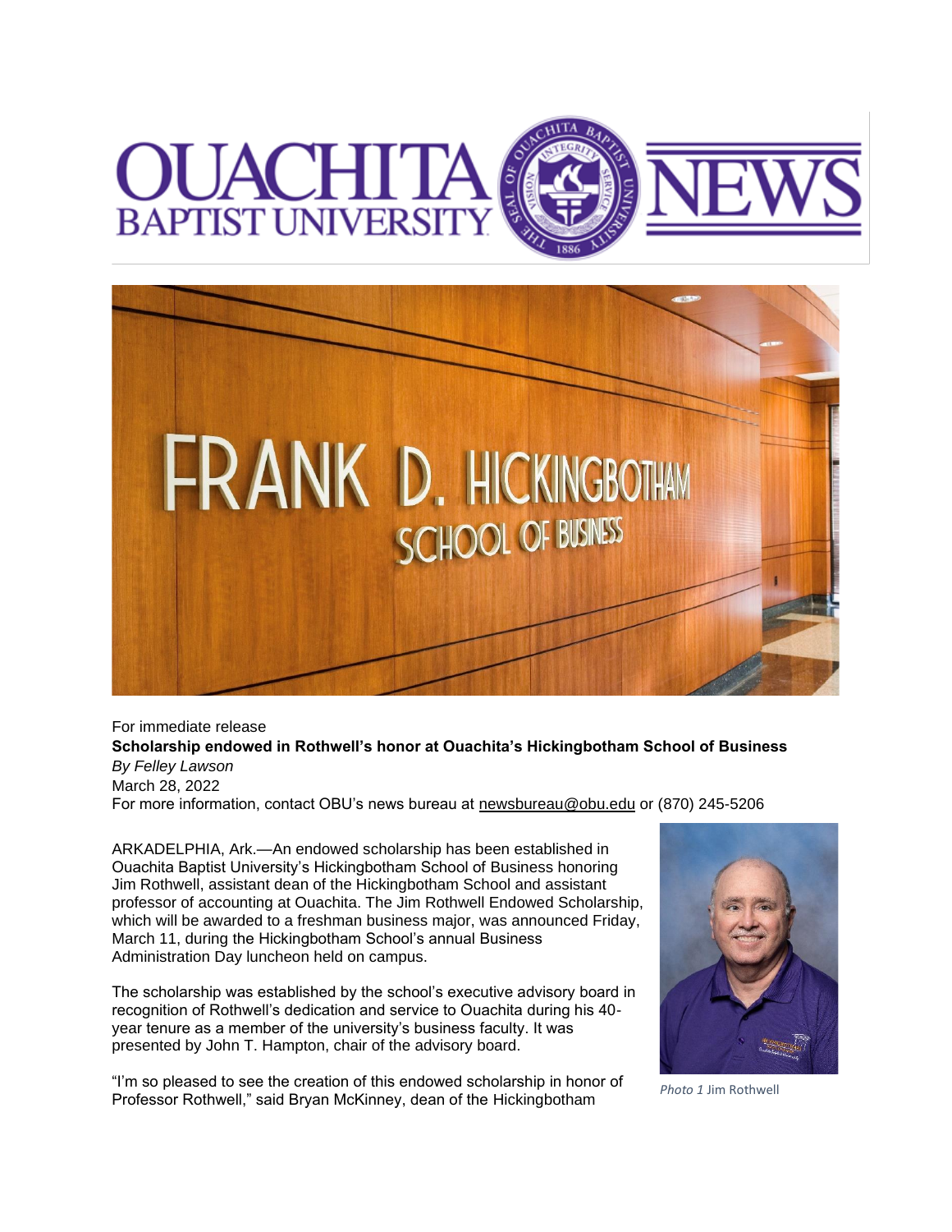For immediate release

**Scholarship endowed in Rothwell's honor at Ouachita's Hickingbotham School of Business**

*By Felley Lawson*

March 28, 2022

For more information, contact OBU's news bureau at newsbureau@obu.edu or (870) 245-5206

ARKADELPHIA, Ark.—An endowed scholarship has been established in Ouachita Baptist University's Hickingbotham School of Business honoring Jim Rothwell, assistant dean of the Hickingbotham School and assistant professor of accounting at Ouachita. The Jim Rothwell Endowed Scholarship, which will be awarded to a freshman business major, was announced Friday, March 11, during the Hickingbotham School's annual Business Administration Day luncheon held on campus.

The scholarship was established by the school's executive advisory board in recognition of Rothwell's dedication and service to Ouachita during his 40-year tenure as a member of the university's business faculty. It was presented by John T. Hampton, chair of the advisory board.

*Photo 1* Jim Rothwell

"I'm so pleased to see the creation of this endowed scholarship in honor of Professor Rothwell," said Bryan McKinney, dean of the Hickingbotham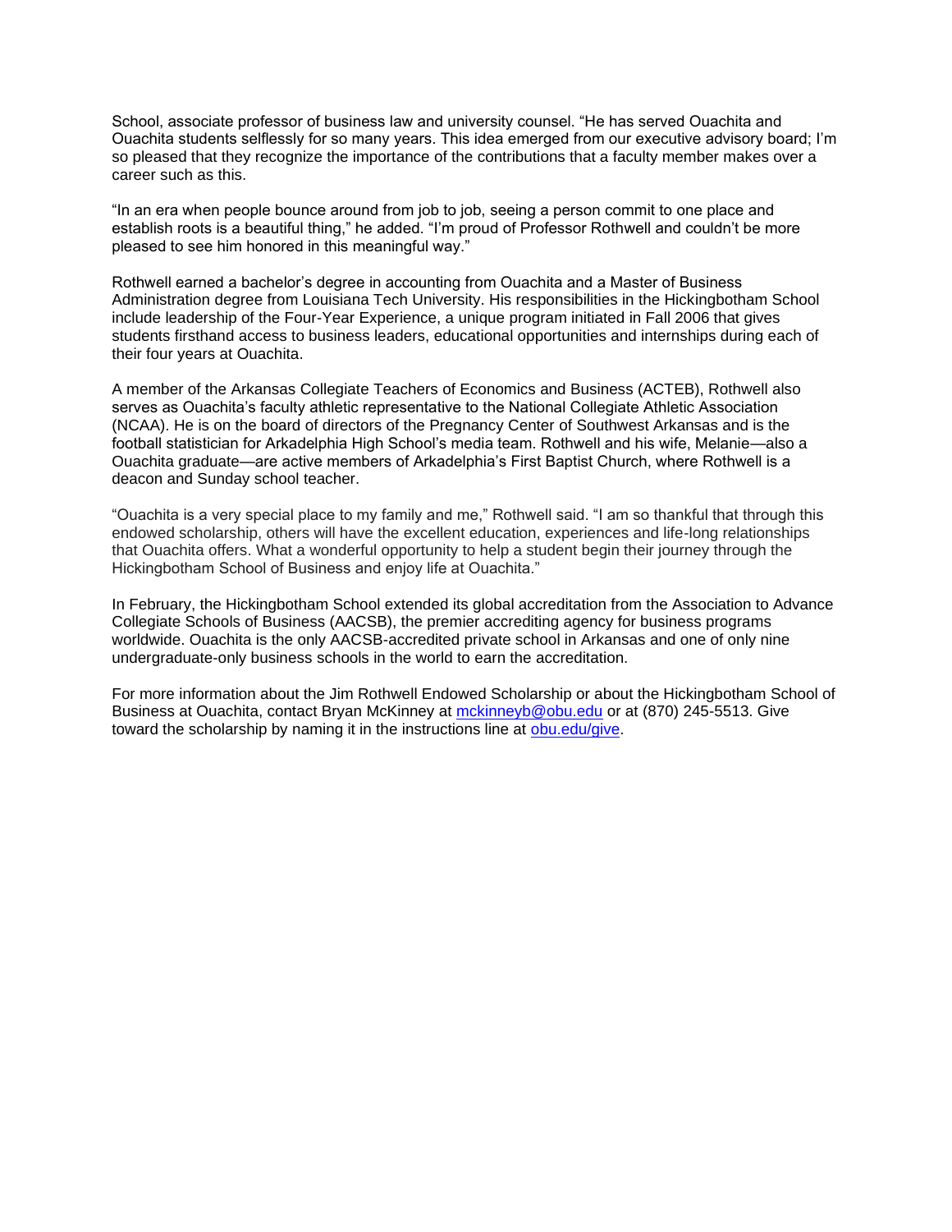School, associate professor of business law and university counsel. "He has served Ouachita and Ouachita students selflessly for so many years. This idea emerged from our executive advisory board; I'm so pleased that they recognize the importance of the contributions that a faculty member makes over a career such as this.

"In an era when people bounce around from job to job, seeing a person commit to one place and establish roots is a beautiful thing," he added. "I'm proud of Professor Rothwell and couldn't be more pleased to see him honored in this meaningful way."

Rothwell earned a bachelor's degree in accounting from Ouachita and a Master of Business Administration degree from Louisiana Tech University. His responsibilities in the Hickingbotham School include leadership of the Four-Year Experience, a unique program initiated in Fall 2006 that gives students firsthand access to business leaders, educational opportunities and internships during each of their four years at Ouachita.

A member of the Arkansas Collegiate Teachers of Economics and Business (ACTEB), Rothwell also serves as Ouachita's faculty athletic representative to the National Collegiate Athletic Association (NCAA). He is on the board of directors of the Pregnancy Center of Southwest Arkansas and is the football statistician for Arkadelphia High School's media team. Rothwell and his wife, Melanie—also a Ouachita graduate—are active members of Arkadelphia's First Baptist Church, where Rothwell is a deacon and Sunday school teacher.

"Ouachita is a very special place to my family and me," Rothwell said. "I am so thankful that through this endowed scholarship, others will have the excellent education, experiences and life-long relationships that Ouachita offers. What a wonderful opportunity to help a student begin their journey through the Hickingbotham School of Business and enjoy life at Ouachita."

In February, the Hickingbotham School extended its global accreditation from the Association to Advance Collegiate Schools of Business (AACSB), the premier accrediting agency for business programs worldwide. Ouachita is the only AACSB-accredited private school in Arkansas and one of only nine undergraduate-only business schools in the world to earn the accreditation.

For more information about the Jim Rothwell Endowed Scholarship or about the Hickingbotham School of Business at Ouachita, contact Bryan McKinney at mckinneyb@obu.edu or at (870) 245-5513. Give toward the scholarship by naming it in the instructions line at obu.edu/give.